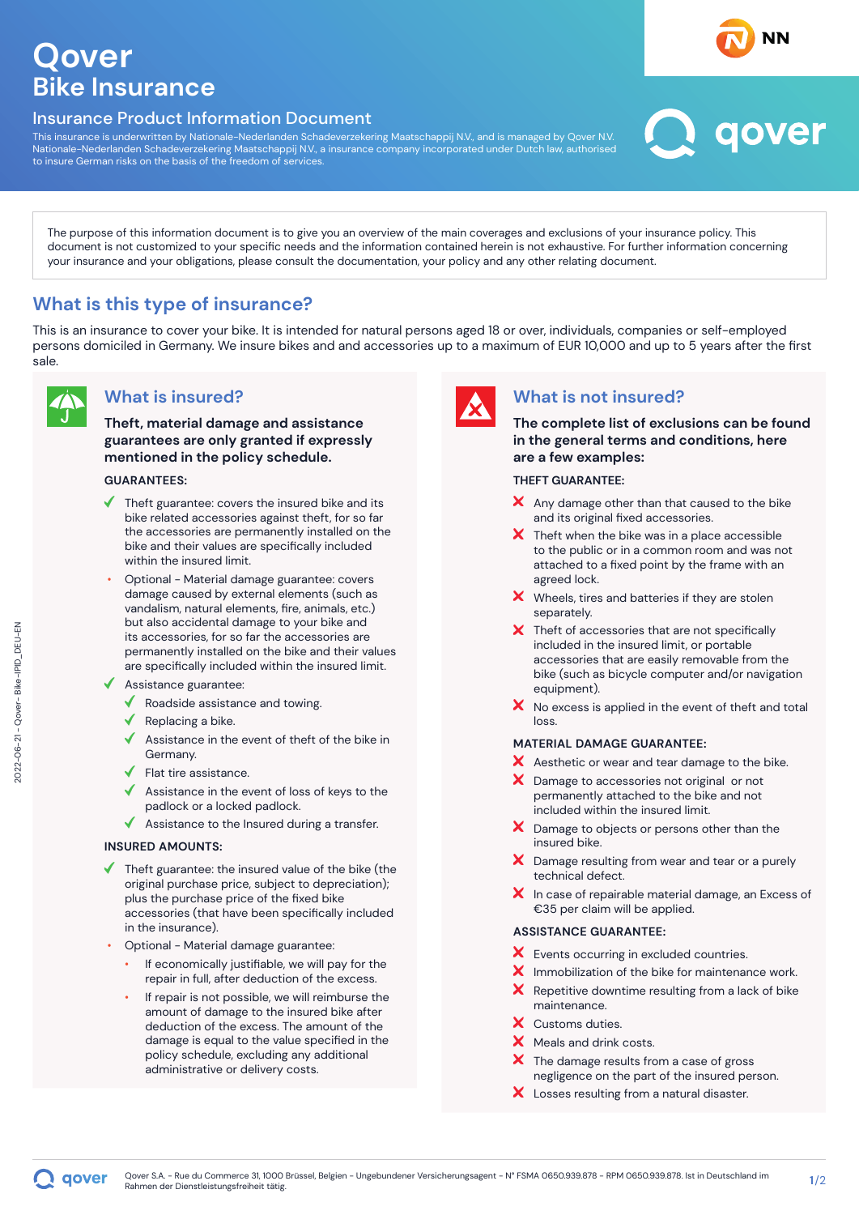# Qover

## Bike Insurance

### Insurance Product Information Document

This insurance is underwritten by Nationale-Nederlanden Schadeverzekering Maatschappij N.V., and is managed by Qover N.V. Nationale-Nederlanden Schadeverzekering Maatschappij N.V., a insurance company incorporated under Dutch law, authorised to insure German risks on the basis of the freedom of services.

The purpose of this information document is to give you an overview of the main coverages and exclusions of your insurance policy. This document is not customized to your specific needs and the information contained herein is not exhaustive. For further information concerning your insurance and your obligations, please consult the documentation, your policy and any other relating document.

## What is this type of insurance?

This is an insurance to cover your bike. It is intended for natural persons aged 18 or over, individuals, companies or self-employed persons domiciled in Germany. We insure bikes and and accessories up to a maximum of EUR 10,000 and up to 5 years after the first sale.

## What is insured?

**Theft, material damage and assistance guarantees are only granted if expressly mentioned in the policy schedule.**

**GUARANTEES:**

- ✓ Theft guarantee: covers the insured bike and its bike related accessories against theft, for so far the accessories are permanently installed on the bike and their values are specifically included within the insured limit.
- Optional - Material damage guarantee: covers damage caused by external elements (such as vandalism, natural elements, fire, animals, etc.) but also accidental damage to your bike and its accessories, for so far the accessories are permanently installed on the bike and their values are specifically included within the insured limit.
- ✓ Assistance guarantee:
  - ✓ Roadside assistance and towing.
  - ✓ Replacing a bike.
  - ✓ Assistance in the event of theft of the bike in Germany.
  - ✓ Flat tire assistance.
  - ✓ Assistance in the event of loss of keys to the padlock or a locked padlock.
  - ✓ Assistance to the Insured during a transfer.

**INSURED AMOUNTS:**

- ✓ Theft guarantee: the insured value of the bike (the original purchase price, subject to depreciation); plus the purchase price of the fixed bike accessories (that have been specifically included in the insurance).
- Optional - Material damage guarantee:
  - If economically justifiable, we will pay for the repair in full, after deduction of the excess.
  - If repair is not possible, we will reimburse the amount of damage to the insured bike after deduction of the excess. The amount of the damage is equal to the value specified in the policy schedule, excluding any additional administrative or delivery costs.

## What is not insured?

**The complete list of exclusions can be found in the general terms and conditions, here are a few examples:**

**THEFT GUARANTEE:**

- ✗ Any damage other than that caused to the bike and its original fixed accessories.
- ✗ Theft when the bike was in a place accessible to the public or in a common room and was not attached to a fixed point by the frame with an agreed lock.
- ✗ Wheels, tires and batteries if they are stolen separately.
- ✗ Theft of accessories that are not specifically included in the insured limit, or portable accessories that are easily removable from the bike (such as bicycle computer and/or navigation equipment).
- ✗ No excess is applied in the event of theft and total loss.

**MATERIAL DAMAGE GUARANTEE:**

- ✗ Aesthetic or wear and tear damage to the bike.
- ✗ Damage to accessories not original or not permanently attached to the bike and not included within the insured limit.
- ✗ Damage to objects or persons other than the insured bike.
- ✗ Damage resulting from wear and tear or a purely technical defect.
- ✗ In case of repairable material damage, an Excess of €35 per claim will be applied.

**ASSISTANCE GUARANTEE:**

- ✗ Events occurring in excluded countries.
- ✗ Immobilization of the bike for maintenance work.
- ✗ Repetitive downtime resulting from a lack of bike maintenance.
- ✗ Customs duties.
- ✗ Meals and drink costs.
- ✗ The damage results from a case of gross negligence on the part of the insured person.
- ✗ Losses resulting from a natural disaster.

2022-06-21 - Qover- Bike-IPID_DEU-EN

Qover S.A. - Rue du Commerce 31, 1000 Brüssel, Belgien - Ungebundener Versicherungsagent - N° FSMA 0650.939.878 - RPM 0650.939.878. Ist in Deutschland im Rahmen der Dienstleistungsfreiheit tätig.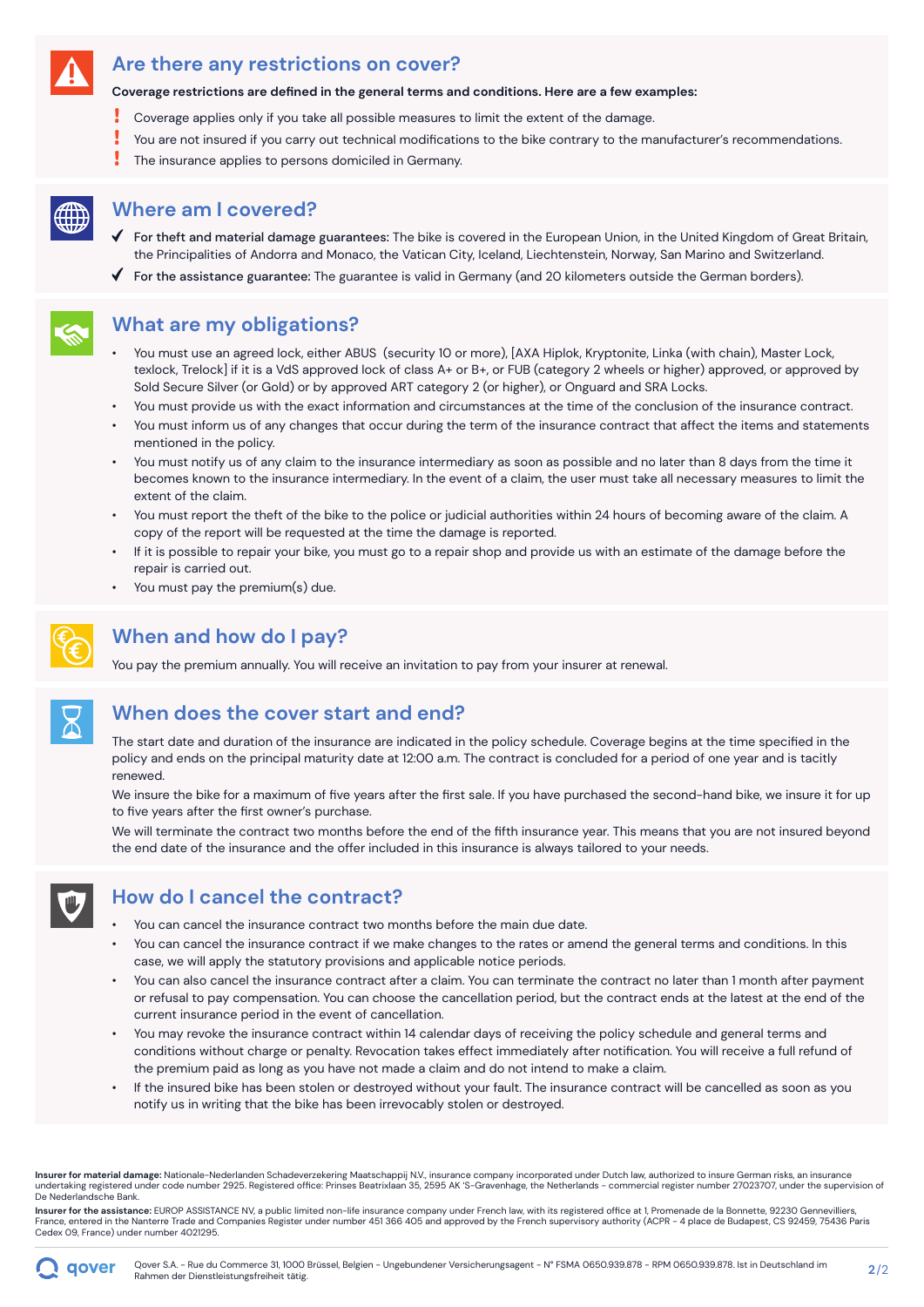## Are there any restrictions on cover?

**Coverage restrictions are defined in the general terms and conditions. Here are a few examples:**

- ! Coverage applies only if you take all possible measures to limit the extent of the damage.
- ! You are not insured if you carry out technical modifications to the bike contrary to the manufacturer's recommendations.
- ! The insurance applies to persons domiciled in Germany.

## Where am I covered?

- ✔ **For theft and material damage guarantees:** The bike is covered in the European Union, in the United Kingdom of Great Britain, the Principalities of Andorra and Monaco, the Vatican City, Iceland, Liechtenstein, Norway, San Marino and Switzerland.
- ✔ **For the assistance guarantee:** The guarantee is valid in Germany (and 20 kilometers outside the German borders).

## What are my obligations?

- You must use an agreed lock, either ABUS (security 10 or more), [AXA Hiplok, Kryptonite, Linka (with chain), Master Lock, texlock, Trelock] if it is a VdS approved lock of class A+ or B+, or FUB (category 2 wheels or higher) approved, or approved by Sold Secure Silver (or Gold) or by approved ART category 2 (or higher), or Onguard and SRA Locks.
- You must provide us with the exact information and circumstances at the time of the conclusion of the insurance contract.
- You must inform us of any changes that occur during the term of the insurance contract that affect the items and statements mentioned in the policy.
- You must notify us of any claim to the insurance intermediary as soon as possible and no later than 8 days from the time it becomes known to the insurance intermediary. In the event of a claim, the user must take all necessary measures to limit the extent of the claim.
- You must report the theft of the bike to the police or judicial authorities within 24 hours of becoming aware of the claim. A copy of the report will be requested at the time the damage is reported.
- If it is possible to repair your bike, you must go to a repair shop and provide us with an estimate of the damage before the repair is carried out.
- You must pay the premium(s) due.

## When and how do I pay?

You pay the premium annually. You will receive an invitation to pay from your insurer at renewal.

## When does the cover start and end?

The start date and duration of the insurance are indicated in the policy schedule. Coverage begins at the time specified in the policy and ends on the principal maturity date at 12:00 a.m. The contract is concluded for a period of one year and is tacitly renewed.

We insure the bike for a maximum of five years after the first sale. If you have purchased the second-hand bike, we insure it for up to five years after the first owner's purchase.

We will terminate the contract two months before the end of the fifth insurance year. This means that you are not insured beyond the end date of the insurance and the offer included in this insurance is always tailored to your needs.

## How do I cancel the contract?

- You can cancel the insurance contract two months before the main due date.
- You can cancel the insurance contract if we make changes to the rates or amend the general terms and conditions. In this case, we will apply the statutory provisions and applicable notice periods.
- You can also cancel the insurance contract after a claim. You can terminate the contract no later than 1 month after payment or refusal to pay compensation. You can choose the cancellation period, but the contract ends at the latest at the end of the current insurance period in the event of cancellation.
- You may revoke the insurance contract within 14 calendar days of receiving the policy schedule and general terms and conditions without charge or penalty. Revocation takes effect immediately after notification. You will receive a full refund of the premium paid as long as you have not made a claim and do not intend to make a claim.
- If the insured bike has been stolen or destroyed without your fault. The insurance contract will be cancelled as soon as you notify us in writing that the bike has been irrevocably stolen or destroyed.

**Insurer for material damage:** Nationale-Nederlanden Schadeverzekering Maatschappij N.V., insurance company incorporated under Dutch law, authorized to insure German risks, an insurance undertaking registered under code number 2925. Registered office: Prinses Beatrixlaan 35, 2595 AK 'S-Gravenhage, the Netherlands - commercial register number 27023707, under the supervision of De Nederlandsche Bank.

**Insurer for the assistance:** EUROP ASSISTANCE NV, a public limited non-life insurance company under French law, with its registered office at 1, Promenade de la Bonnette, 92230 Gennevilliers, France, entered in the Nanterre Trade and Companies Register under number 451 366 405 and approved by the French supervisory authority (ACPR - 4 place de Budapest, CS 92459, 75436 Paris Cedex 09, France) under number 4021295.

qover — Qover S.A. - Rue du Commerce 31, 1000 Brüssel, Belgien - Ungebundener Versicherungsagent - N° FSMA 0650.939.878 - RPM 0650.939.878. Ist in Deutschland im Rahmen der Dienstleistungsfreiheit tätig.